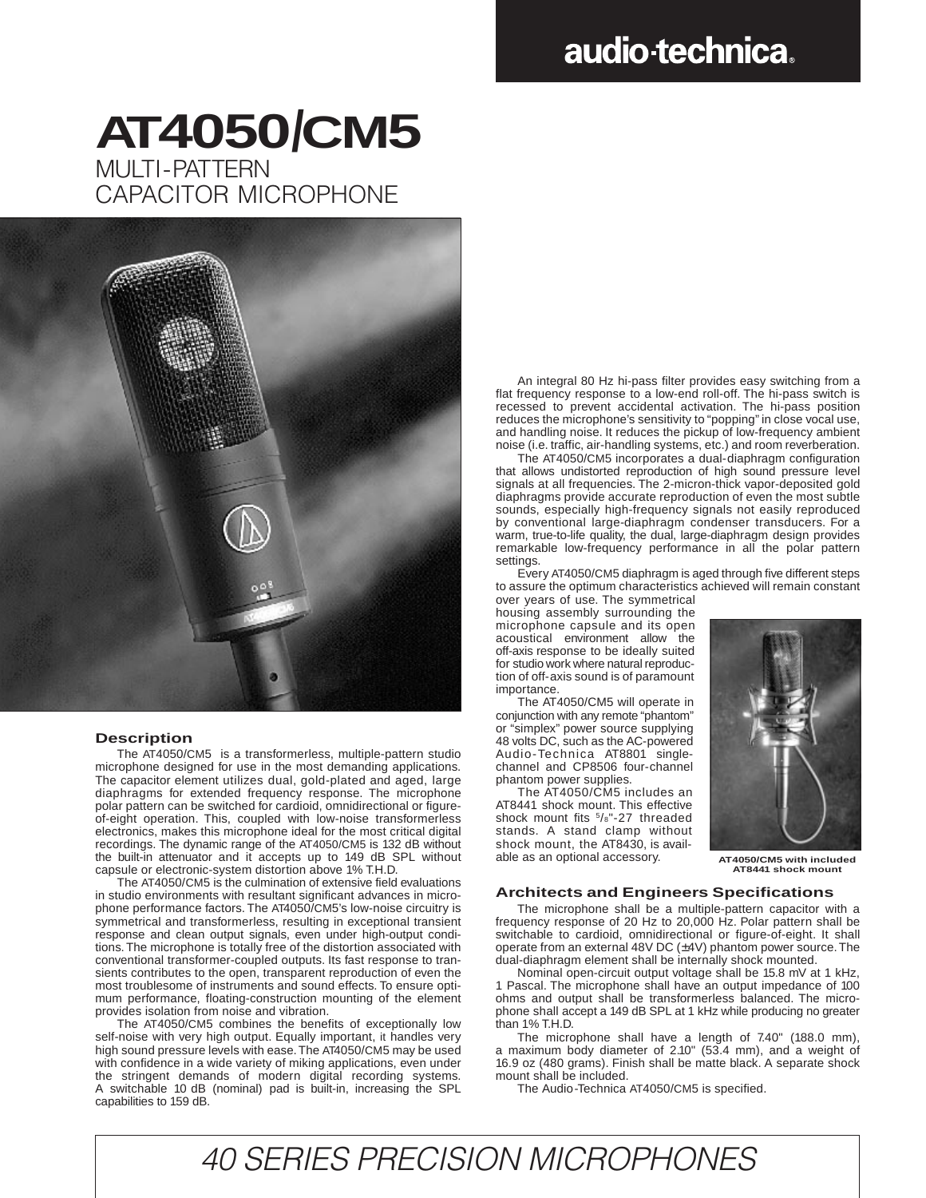# AT4050/CM5

## MULTI-PATTERN CAPACITOR MICROPHONE

### Description

The AT4050/CM5 is a transformerless, multiple-pattern studio microphone designed for use in the most demanding applications. The capacitor element utilizes dual, gold-plated and aged, large diaphragms for extended frequency response. The microphone polar pattern can be switched for cardioid, omnidirectional or figure-of-eight operation. This, coupled with low-noise transformerless electronics, makes this microphone ideal for the most critical digital recordings. The dynamic range of the AT4050/CM5 is 132 dB without the built-in attenuator and it accepts up to 149 dB SPL without capsule or electronic-system distortion above 1% T.H.D.

The AT4050/CM5 is the culmination of extensive field evaluations in studio environments with resultant significant advances in microphone performance factors. The AT4050/CM5's low-noise circuitry is symmetrical and transformerless, resulting in exceptional transient response and clean output signals, even under high-output conditions. The microphone is totally free of the distortion associated with conventional transformer-coupled outputs. Its fast response to transients contributes to the open, transparent reproduction of even the most troublesome of instruments and sound effects. To ensure optimum performance, floating-construction mounting of the element provides isolation from noise and vibration.

The AT4050/CM5 combines the benefits of exceptionally low self-noise with very high output. Equally important, it handles very high sound pressure levels with ease. The AT4050/CM5 may be used with confidence in a wide variety of miking applications, even under the stringent demands of modern digital recording systems. A switchable 10 dB (nominal) pad is built-in, increasing the SPL capabilities to 159 dB.

An integral 80 Hz hi-pass filter provides easy switching from a flat frequency response to a low-end roll-off. The hi-pass switch is recessed to prevent accidental activation. The hi-pass position reduces the microphone's sensitivity to "popping" in close vocal use, and handling noise. It reduces the pickup of low-frequency ambient noise (i.e. traffic, air-handling systems, etc.) and room reverberation.

The AT4050/CM5 incorporates a dual-diaphragm configuration that allows undistorted reproduction of high sound pressure level signals at all frequencies. The 2-micron-thick vapor-deposited gold diaphragms provide accurate reproduction of even the most subtle sounds, especially high-frequency signals not easily reproduced by conventional large-diaphragm condenser transducers. For a warm, true-to-life quality, the dual, large-diaphragm design provides remarkable low-frequency performance in all the polar pattern settings.

Every AT4050/CM5 diaphragm is aged through five different steps to assure the optimum characteristics achieved will remain constant over years of use. The symmetrical housing assembly surrounding the microphone capsule and its open acoustical environment allow the off-axis response to be ideally suited for studio work where natural reproduction of off-axis sound is of paramount importance.

The AT4050/CM5 will operate in conjunction with any remote "phantom" or "simplex" power source supplying 48 volts DC, such as the AC-powered Audio-Technica AT8801 single-channel and CP8506 four-channel phantom power supplies.

The AT4050/CM5 includes an AT8441 shock mount. This effective shock mount fits 5/8"-27 threaded stands. A stand clamp without shock mount, the AT8430, is available as an optional accessory.

**AT4050/CM5 with included AT8441 shock mount**

### Architects and Engineers Specifications

The microphone shall be a multiple-pattern capacitor with a frequency response of 20 Hz to 20,000 Hz. Polar pattern shall be switchable to cardioid, omnidirectional or figure-of-eight. It shall operate from an external 48V DC (±4V) phantom power source. The dual-diaphragm element shall be internally shock mounted.

Nominal open-circuit output voltage shall be 15.8 mV at 1 kHz, 1 Pascal. The microphone shall have an output impedance of 100 ohms and output shall be transformerless balanced. The microphone shall accept a 149 dB SPL at 1 kHz while producing no greater than 1% T.H.D.

The microphone shall have a length of 7.40" (188.0 mm), a maximum body diameter of 2.10" (53.4 mm), and a weight of 16.9 oz (480 grams). Finish shall be matte black. A separate shock mount shall be included.

The Audio-Technica AT4050/CM5 is specified.

*40 SERIES PRECISION MICROPHONES*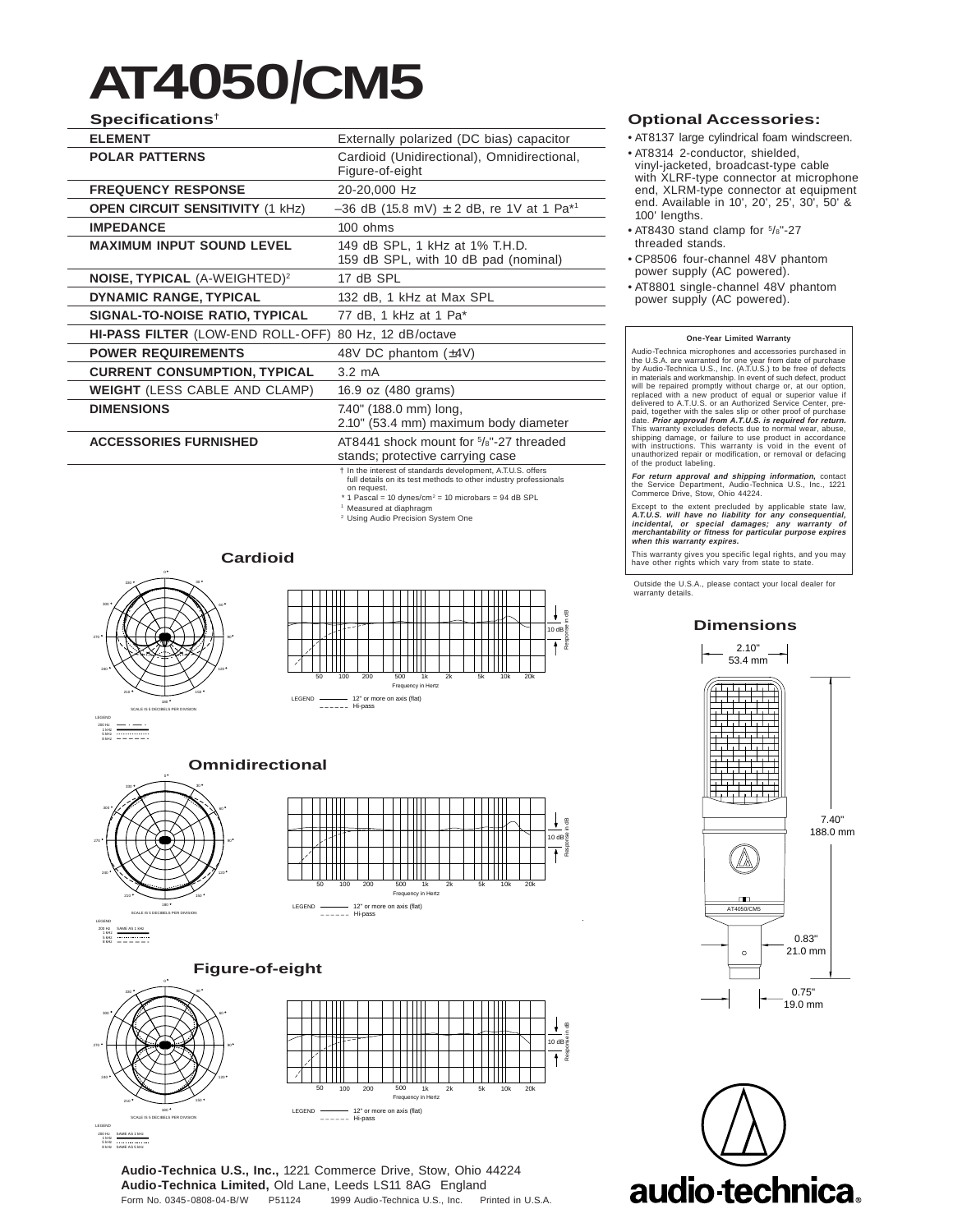# AT4050/CM5

## Specifications†

| | |
|---|---|
| **ELEMENT** | Externally polarized (DC bias) capacitor |
| **POLAR PATTERNS** | Cardioid (Unidirectional), Omnidirectional, Figure-of-eight |
| **FREQUENCY RESPONSE** | 20-20,000 Hz |
| **OPEN CIRCUIT SENSITIVITY** (1 kHz) | –36 dB (15.8 mV) ± 2 dB, re 1V at 1 Pa*[1] |
| **IMPEDANCE** | 100 ohms |
| **MAXIMUM INPUT SOUND LEVEL** | 149 dB SPL, 1 kHz at 1% T.H.D. 159 dB SPL, with 10 dB pad (nominal) |
| **NOISE, TYPICAL** (A-WEIGHTED)[2] | 17 dB SPL |
| **DYNAMIC RANGE, TYPICAL** | 132 dB, 1 kHz at Max SPL |
| **SIGNAL-TO-NOISE RATIO, TYPICAL** | 77 dB, 1 kHz at 1 Pa* |
| **HI-PASS FILTER** (LOW-END ROLL-OFF) | 80 Hz, 12 dB/octave |
| **POWER REQUIREMENTS** | 48V DC phantom (±4V) |
| **CURRENT CONSUMPTION, TYPICAL** | 3.2 mA |
| **WEIGHT** (LESS CABLE AND CLAMP) | 16.9 oz (480 grams) |
| **DIMENSIONS** | 7.40" (188.0 mm) long, 2.10" (53.4 mm) maximum body diameter |
| **ACCESSORIES FURNISHED** | AT8441 shock mount for 5/8"-27 threaded stands; protective carrying case |

† In the interest of standards development, A.T.U.S. offers full details on its test methods to other industry professionals on request.

\* 1 Pascal = 10 dynes/cm² = 10 microbars = 94 dB SPL

[1] Measured at diaphragm

[2] Using Audio Precision System One

### Cardioid

0° 30° 60° 90° 120° 150° 180° 210° 240° 270° 300° 330°

SCALE IS 5 DECIBELS PER DIVISION

LEGEND
200 Hz
1 kHz
5 kHz
8 kHz

50 100 200 500 1k 2k 5k 10k 20k

Frequency in Hertz

10 dB

Response in dB

LEGEND 12" or more on axis (flat)
Hi-pass

### Omnidirectional

0° 30° 60° 90° 120° 150° 180° 210° 240° 270° 300° 330°

SCALE IS 5 DECIBELS PER DIVISION

LEGEND
200 Hz SAME AS 1 kHz
1 kHz
5 kHz
8 kHz

50 100 200 500 1k 2k 5k 10k 20k

Frequency in Hertz

10 dB

Response in dB

LEGEND 12" or more on axis (flat)
Hi-pass

### Figure-of-eight

0° 30° 60° 90° 120° 150° 180° 210° 240° 270° 300° 330°

SCALE IS 5 DECIBELS PER DIVISION

LEGEND
200 Hz SAME AS 1 kHz
1 kHz
5 kHz
8 kHz SAME AS 5 kHz

50 100 200 500 1k 2k 5k 10k 20k

Frequency in Hertz

10 dB

Response in dB

LEGEND 12" or more on axis (flat)
Hi-pass

## Optional Accessories:

- AT8137 large cylindrical foam windscreen.
- AT8314 2-conductor, shielded, vinyl-jacketed, broadcast-type cable with XLRF-type connector at microphone end, XLRM-type connector at equipment end. Available in 10', 20', 25', 30', 50' & 100' lengths.
- AT8430 stand clamp for 5/8"-27 threaded stands.
- CP8506 four-channel 48V phantom power supply (AC powered).
- AT8801 single-channel 48V phantom power supply (AC powered).

**One-Year Limited Warranty**

Audio-Technica microphones and accessories purchased in the U.S.A. are warranted for one year from date of purchase by Audio-Technica U.S., Inc. (A.T.U.S.) to be free of defects in materials and workmanship. In event of such defect, product will be repaired promptly without charge or, at our option, replaced with a new product of equal or superior value if delivered to A.T.U.S. or an Authorized Service Center, pre-paid, together with the sales slip or other proof of purchase date. ***Prior approval from A.T.U.S. is required for return.*** This warranty excludes defects due to normal wear, abuse, shipping damage, or failure to use product in accordance with instructions. This warranty is void in the event of unauthorized repair or modification, or removal or defacing of the product labeling.

***For return approval and shipping information,*** contact the Service Department, Audio-Technica U.S., Inc., 1221 Commerce Drive, Stow, Ohio 44224.

Except to the extent precluded by applicable state law, ***A.T.U.S. will have no liability for any consequential, incidental, or special damages; any warranty of merchantability or fitness for particular purpose expires when this warranty expires.***

This warranty gives you specific legal rights, and you may have other rights which vary from state to state.

Outside the U.S.A., please contact your local dealer for warranty details.

### Dimensions

2.10"
53.4 mm

7.40"
188.0 mm

AT4050/CM5

0.83"
21.0 mm

0.75"
19.0 mm

audio-technica

**Audio-Technica U.S., Inc.,** 1221 Commerce Drive, Stow, Ohio 44224
**Audio-Technica Limited,** Old Lane, Leeds LS11 8AG England
Form No. 0345-0808-04-B/W P51124 1999 Audio-Technica U.S., Inc. Printed in U.S.A.